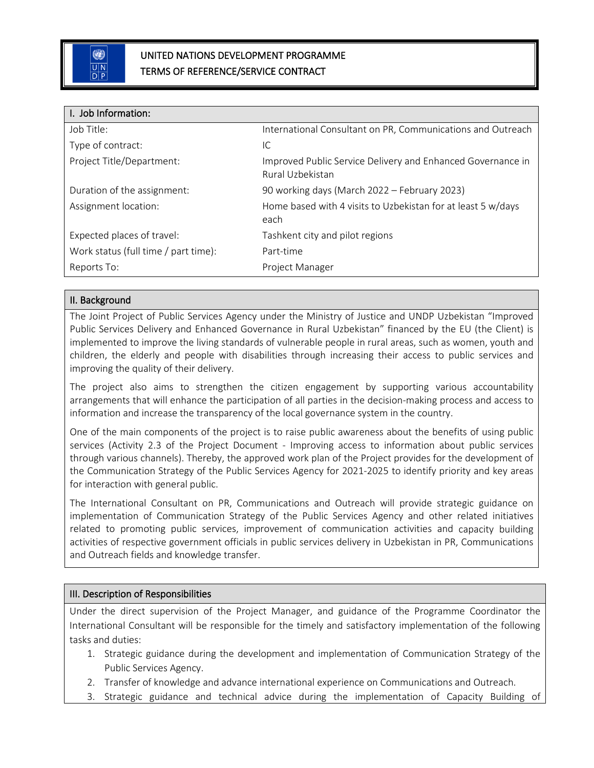UNITED NATIONS DEVELOPMENT PROGRAMME
TERMS OF REFERENCE/SERVICE CONTRACT

| I. Job Information: | |
|---|---|
| Job Title: | International Consultant on PR, Communications and Outreach |
| Type of contract: | IC |
| Project Title/Department: | Improved Public Service Delivery and Enhanced Governance in Rural Uzbekistan |
| Duration of the assignment: | 90 working days (March 2022 – February 2023) |
| Assignment location: | Home based with 4 visits to Uzbekistan for at least 5 w/days each |
| Expected places of travel: | Tashkent city and pilot regions |
| Work status (full time / part time): | Part-time |
| Reports To: | Project Manager |

## II. Background

The Joint Project of Public Services Agency under the Ministry of Justice and UNDP Uzbekistan "Improved Public Services Delivery and Enhanced Governance in Rural Uzbekistan" financed by the EU (the Client) is implemented to improve the living standards of vulnerable people in rural areas, such as women, youth and children, the elderly and people with disabilities through increasing their access to public services and improving the quality of their delivery.

The project also aims to strengthen the citizen engagement by supporting various accountability arrangements that will enhance the participation of all parties in the decision-making process and access to information and increase the transparency of the local governance system in the country.

One of the main components of the project is to raise public awareness about the benefits of using public services (Activity 2.3 of the Project Document - Improving access to information about public services through various channels). Thereby, the approved work plan of the Project provides for the development of the Communication Strategy of the Public Services Agency for 2021-2025 to identify priority and key areas for interaction with general public.

The International Consultant on PR, Communications and Outreach will provide strategic guidance on implementation of Communication Strategy of the Public Services Agency and other related initiatives related to promoting public services, improvement of communication activities and capacity building activities of respective government officials in public services delivery in Uzbekistan in PR, Communications and Outreach fields and knowledge transfer.

## III. Description of Responsibilities

Under the direct supervision of the Project Manager, and guidance of the Programme Coordinator the International Consultant will be responsible for the timely and satisfactory implementation of the following tasks and duties:

1. Strategic guidance during the development and implementation of Communication Strategy of the Public Services Agency.
2. Transfer of knowledge and advance international experience on Communications and Outreach.
3. Strategic guidance and technical advice during the implementation of Capacity Building of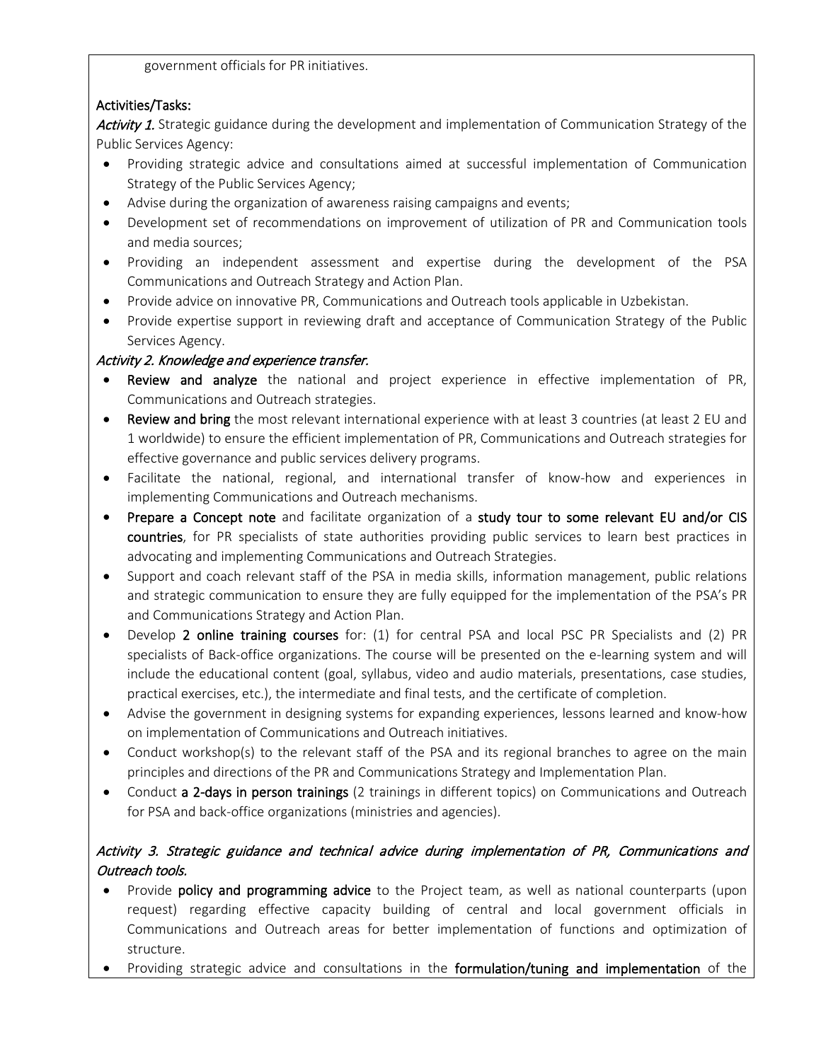government officials for PR initiatives.

**Activities/Tasks:**

***Activity 1.*** Strategic guidance during the development and implementation of Communication Strategy of the Public Services Agency:

- Providing strategic advice and consultations aimed at successful implementation of Communication Strategy of the Public Services Agency;
- Advise during the organization of awareness raising campaigns and events;
- Development set of recommendations on improvement of utilization of PR and Communication tools and media sources;
- Providing an independent assessment and expertise during the development of the PSA Communications and Outreach Strategy and Action Plan.
- Provide advice on innovative PR, Communications and Outreach tools applicable in Uzbekistan.
- Provide expertise support in reviewing draft and acceptance of Communication Strategy of the Public Services Agency.

***Activity 2. Knowledge and experience transfer.***

- **Review and analyze** the national and project experience in effective implementation of PR, Communications and Outreach strategies.
- **Review and bring** the most relevant international experience with at least 3 countries (at least 2 EU and 1 worldwide) to ensure the efficient implementation of PR, Communications and Outreach strategies for effective governance and public services delivery programs.
- Facilitate the national, regional, and international transfer of know-how and experiences in implementing Communications and Outreach mechanisms.
- **Prepare a Concept note** and facilitate organization of a **study tour to some relevant EU and/or CIS countries**, for PR specialists of state authorities providing public services to learn best practices in advocating and implementing Communications and Outreach Strategies.
- Support and coach relevant staff of the PSA in media skills, information management, public relations and strategic communication to ensure they are fully equipped for the implementation of the PSA's PR and Communications Strategy and Action Plan.
- Develop **2 online training courses** for: (1) for central PSA and local PSC PR Specialists and (2) PR specialists of Back-office organizations. The course will be presented on the e-learning system and will include the educational content (goal, syllabus, video and audio materials, presentations, case studies, practical exercises, etc.), the intermediate and final tests, and the certificate of completion.
- Advise the government in designing systems for expanding experiences, lessons learned and know-how on implementation of Communications and Outreach initiatives.
- Conduct workshop(s) to the relevant staff of the PSA and its regional branches to agree on the main principles and directions of the PR and Communications Strategy and Implementation Plan.
- Conduct **a 2-days in person trainings** (2 trainings in different topics) on Communications and Outreach for PSA and back-office organizations (ministries and agencies).

***Activity 3. Strategic guidance and technical advice during implementation of PR, Communications and Outreach tools.***

- Provide **policy and programming advice** to the Project team, as well as national counterparts (upon request) regarding effective capacity building of central and local government officials in Communications and Outreach areas for better implementation of functions and optimization of structure.
- Providing strategic advice and consultations in the **formulation/tuning and implementation** of the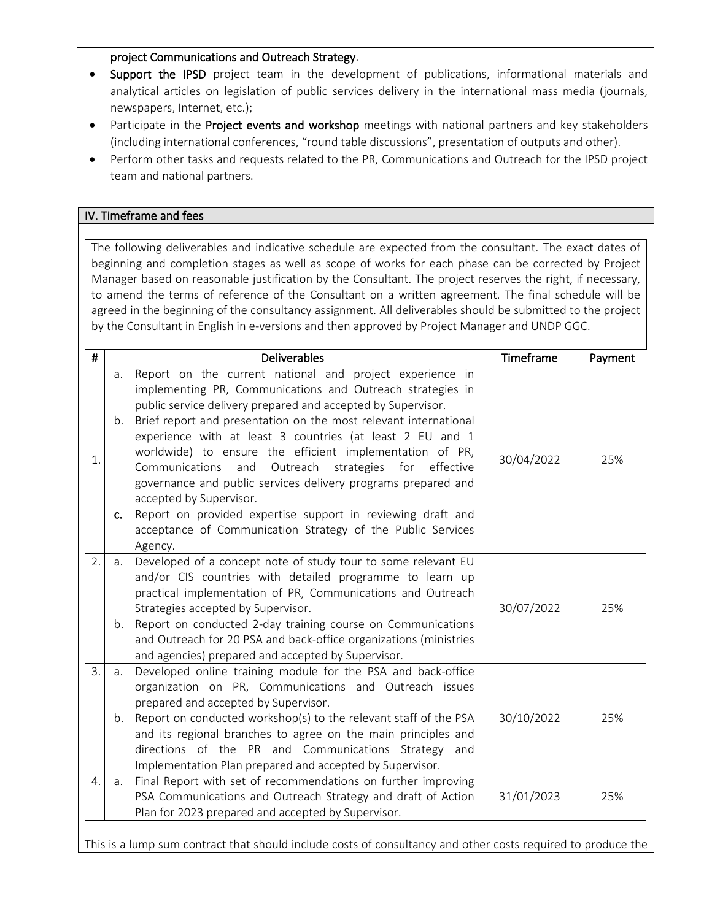**project Communications and Outreach Strategy**.

- **Support the IPSD** project team in the development of publications, informational materials and analytical articles on legislation of public services delivery in the international mass media (journals, newspapers, Internet, etc.);
- Participate in the **Project events and workshop** meetings with national partners and key stakeholders (including international conferences, "round table discussions", presentation of outputs and other).
- Perform other tasks and requests related to the PR, Communications and Outreach for the IPSD project team and national partners.

## IV. Timeframe and fees

The following deliverables and indicative schedule are expected from the consultant. The exact dates of beginning and completion stages as well as scope of works for each phase can be corrected by Project Manager based on reasonable justification by the Consultant. The project reserves the right, if necessary, to amend the terms of reference of the Consultant on a written agreement. The final schedule will be agreed in the beginning of the consultancy assignment. All deliverables should be submitted to the project by the Consultant in English in e-versions and then approved by Project Manager and UNDP GGC.

| # | Deliverables | Timeframe | Payment |
|---|---|---|---|
| 1. | a. Report on the current national and project experience in implementing PR, Communications and Outreach strategies in public service delivery prepared and accepted by Supervisor.<br>b. Brief report and presentation on the most relevant international experience with at least 3 countries (at least 2 EU and 1 worldwide) to ensure the efficient implementation of PR, Communications and Outreach strategies for effective governance and public services delivery programs prepared and accepted by Supervisor.<br>**c.** Report on provided expertise support in reviewing draft and acceptance of Communication Strategy of the Public Services Agency. | 30/04/2022 | 25% |
| 2. | a. Developed of a concept note of study tour to some relevant EU and/or CIS countries with detailed programme to learn up practical implementation of PR, Communications and Outreach Strategies accepted by Supervisor.<br>b. Report on conducted 2-day training course on Communications and Outreach for 20 PSA and back-office organizations (ministries and agencies) prepared and accepted by Supervisor. | 30/07/2022 | 25% |
| 3. | a. Developed online training module for the PSA and back-office organization on PR, Communications and Outreach issues prepared and accepted by Supervisor.<br>b. Report on conducted workshop(s) to the relevant staff of the PSA and its regional branches to agree on the main principles and directions of the PR and Communications Strategy and Implementation Plan prepared and accepted by Supervisor. | 30/10/2022 | 25% |
| 4. | a. Final Report with set of recommendations on further improving PSA Communications and Outreach Strategy and draft of Action Plan for 2023 prepared and accepted by Supervisor. | 31/01/2023 | 25% |

This is a lump sum contract that should include costs of consultancy and other costs required to produce the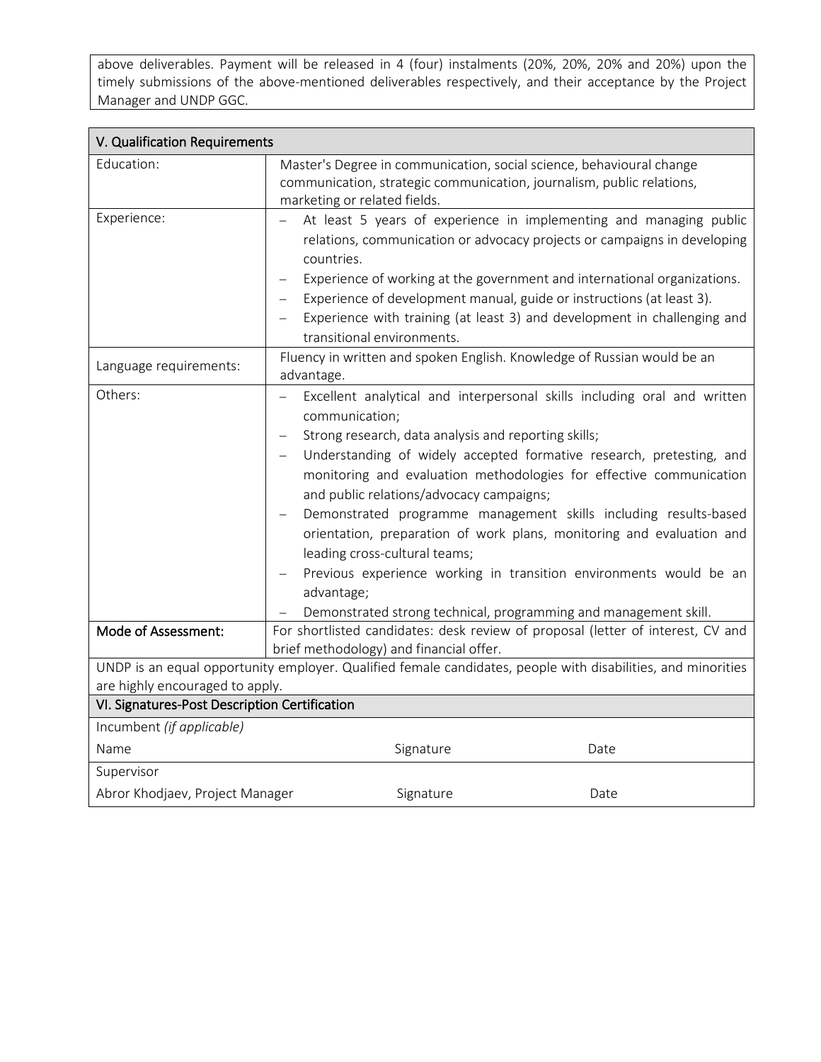above deliverables. Payment will be released in 4 (four) instalments (20%, 20%, 20% and 20%) upon the timely submissions of the above-mentioned deliverables respectively, and their acceptance by the Project Manager and UNDP GGC.

| V. Qualification Requirements | |
|---|---|
| Education: | Master's Degree in communication, social science, behavioural change communication, strategic communication, journalism, public relations, marketing or related fields. |
| Experience: | – At least 5 years of experience in implementing and managing public relations, communication or advocacy projects or campaigns in developing countries.<br>– Experience of working at the government and international organizations.<br>– Experience of development manual, guide or instructions (at least 3).<br>– Experience with training (at least 3) and development in challenging and transitional environments. |
| Language requirements: | Fluency in written and spoken English. Knowledge of Russian would be an advantage. |
| Others: | – Excellent analytical and interpersonal skills including oral and written communication;<br>– Strong research, data analysis and reporting skills;<br>– Understanding of widely accepted formative research, pretesting, and monitoring and evaluation methodologies for effective communication and public relations/advocacy campaigns;<br>– Demonstrated programme management skills including results-based orientation, preparation of work plans, monitoring and evaluation and leading cross-cultural teams;<br>– Previous experience working in transition environments would be an advantage;<br>– Demonstrated strong technical, programming and management skill. |
| Mode of Assessment: | For shortlisted candidates: desk review of proposal (letter of interest, CV and brief methodology) and financial offer. |

UNDP is an equal opportunity employer. Qualified female candidates, people with disabilities, and minorities are highly encouraged to apply.

| VI. Signatures-Post Description Certification | | |
|---|---|---|
| Incumbent *(if applicable)* | | |
| Name | Signature | Date |
| Supervisor | | |
| Abror Khodjaev, Project Manager | Signature | Date |